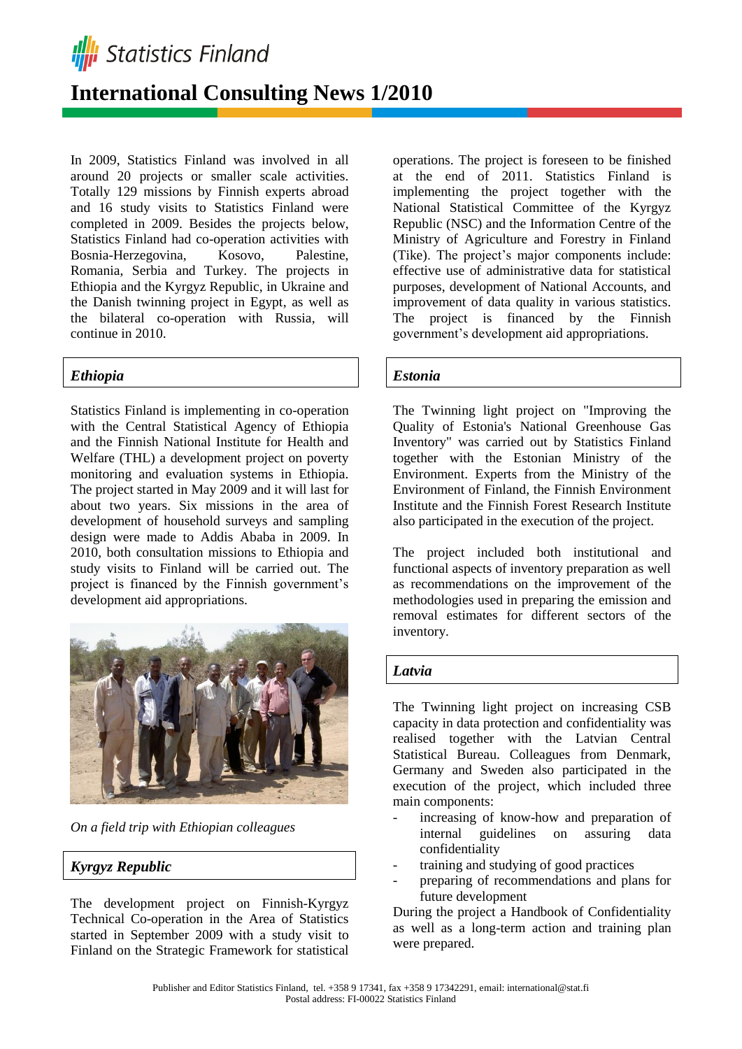# International Consulting News 1/2010

In 2009, Statistics Finland was involved in all around 20 projects or smaller scale activities. Totally 129 missions by Finnish experts abroad and 16 study visits to Statistics Finland were completed in 2009. Besides the projects below, Statistics Finland had co-operation activities with Bosnia-Herzegovina, Kosovo, Palestine, Romania, Serbia and Turkey. The projects in Ethiopia and the Kyrgyz Republic, in Ukraine and the Danish twinning project in Egypt, as well as the bilateral co-operation with Russia, will continue in 2010.

## *Ethiopia*

Statistics Finland is implementing in co-operation with the Central Statistical Agency of Ethiopia and the Finnish National Institute for Health and Welfare (THL) a development project on poverty monitoring and evaluation systems in Ethiopia. The project started in May 2009 and it will last for about two years. Six missions in the area of development of household surveys and sampling design were made to Addis Ababa in 2009. In 2010, both consultation missions to Ethiopia and study visits to Finland will be carried out. The project is financed by the Finnish government's development aid appropriations.

*On a field trip with Ethiopian colleagues*

## *Kyrgyz Republic*

The development project on Finnish-Kyrgyz Technical Co-operation in the Area of Statistics started in September 2009 with a study visit to Finland on the Strategic Framework for statistical operations. The project is foreseen to be finished at the end of 2011. Statistics Finland is implementing the project together with the National Statistical Committee of the Kyrgyz Republic (NSC) and the Information Centre of the Ministry of Agriculture and Forestry in Finland (Tike). The project's major components include: effective use of administrative data for statistical purposes, development of National Accounts, and improvement of data quality in various statistics. The project is financed by the Finnish government's development aid appropriations.

## *Estonia*

The Twinning light project on "Improving the Quality of Estonia's National Greenhouse Gas Inventory" was carried out by Statistics Finland together with the Estonian Ministry of the Environment. Experts from the Ministry of the Environment of Finland, the Finnish Environment Institute and the Finnish Forest Research Institute also participated in the execution of the project.

The project included both institutional and functional aspects of inventory preparation as well as recommendations on the improvement of the methodologies used in preparing the emission and removal estimates for different sectors of the inventory.

## *Latvia*

The Twinning light project on increasing CSB capacity in data protection and confidentiality was realised together with the Latvian Central Statistical Bureau. Colleagues from Denmark, Germany and Sweden also participated in the execution of the project, which included three main components:

- increasing of know-how and preparation of internal guidelines on assuring data confidentiality
- training and studying of good practices
- preparing of recommendations and plans for future development

During the project a Handbook of Confidentiality as well as a long-term action and training plan were prepared.

Publisher and Editor Statistics Finland, tel. +358 9 17341, fax +358 9 17342291, email: international@stat.fi
Postal address: FI-00022 Statistics Finland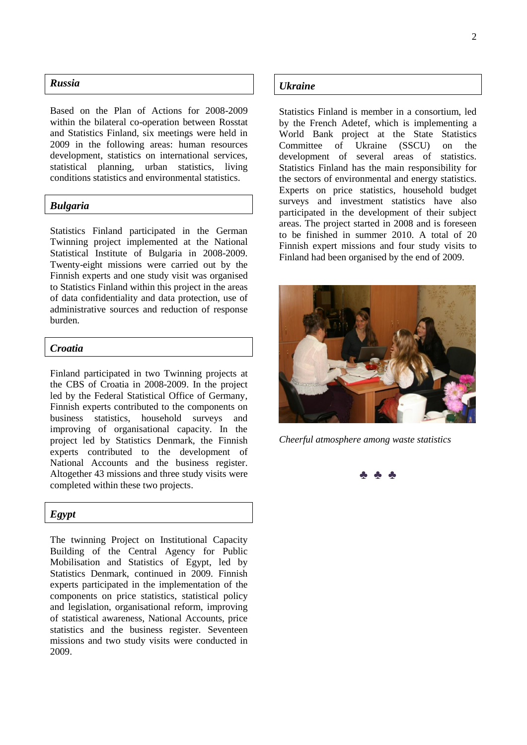### *Russia*

Based on the Plan of Actions for 2008-2009 within the bilateral co-operation between Rosstat and Statistics Finland, six meetings were held in 2009 in the following areas: human resources development, statistics on international services, statistical planning, urban statistics, living conditions statistics and environmental statistics.

### *Bulgaria*

Statistics Finland participated in the German Twinning project implemented at the National Statistical Institute of Bulgaria in 2008-2009. Twenty-eight missions were carried out by the Finnish experts and one study visit was organised to Statistics Finland within this project in the areas of data confidentiality and data protection, use of administrative sources and reduction of response burden.

### *Croatia*

Finland participated in two Twinning projects at the CBS of Croatia in 2008-2009. In the project led by the Federal Statistical Office of Germany, Finnish experts contributed to the components on business statistics, household surveys and improving of organisational capacity. In the project led by Statistics Denmark, the Finnish experts contributed to the development of National Accounts and the business register. Altogether 43 missions and three study visits were completed within these two projects.

### *Egypt*

The twinning Project on Institutional Capacity Building of the Central Agency for Public Mobilisation and Statistics of Egypt, led by Statistics Denmark, continued in 2009. Finnish experts participated in the implementation of the components on price statistics, statistical policy and legislation, organisational reform, improving of statistical awareness, National Accounts, price statistics and the business register. Seventeen missions and two study visits were conducted in 2009.

### *Ukraine*

Statistics Finland is member in a consortium, led by the French Adetef, which is implementing a World Bank project at the State Statistics Committee of Ukraine (SSCU) on the development of several areas of statistics. Statistics Finland has the main responsibility for the sectors of environmental and energy statistics. Experts on price statistics, household budget surveys and investment statistics have also participated in the development of their subject areas. The project started in 2008 and is foreseen to be finished in summer 2010. A total of 20 Finnish expert missions and four study visits to Finland had been organised by the end of 2009.

*Cheerful atmosphere among waste statistics*

♣ ♣ ♣